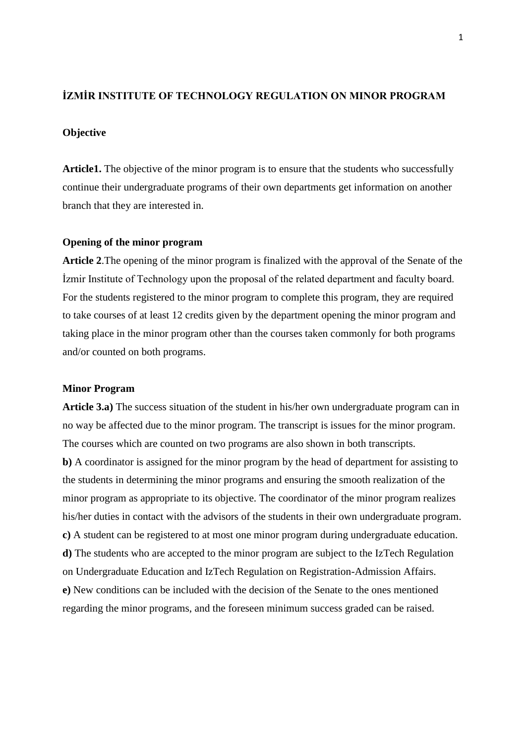# İZMİR INSTITUTE OF TECHNOLOGY REGULATION ON MINOR PROGRAM

## Objective

**Article1.** The objective of the minor program is to ensure that the students who successfully continue their undergraduate programs of their own departments get information on another branch that they are interested in.

## Opening of the minor program

**Article 2**.The opening of the minor program is finalized with the approval of the Senate of the İzmir Institute of Technology upon the proposal of the related department and faculty board. For the students registered to the minor program to complete this program, they are required to take courses of at least 12 credits given by the department opening the minor program and taking place in the minor program other than the courses taken commonly for both programs and/or counted on both programs.

## Minor Program

**Article 3.a)** The success situation of the student in his/her own undergraduate program can in no way be affected due to the minor program. The transcript is issues for the minor program. The courses which are counted on two programs are also shown in both transcripts.

**b)** A coordinator is assigned for the minor program by the head of department for assisting to the students in determining the minor programs and ensuring the smooth realization of the minor program as appropriate to its objective. The coordinator of the minor program realizes his/her duties in contact with the advisors of the students in their own undergraduate program.

**c)** A student can be registered to at most one minor program during undergraduate education.

**d)** The students who are accepted to the minor program are subject to the IzTech Regulation on Undergraduate Education and IzTech Regulation on Registration-Admission Affairs.

**e)** New conditions can be included with the decision of the Senate to the ones mentioned regarding the minor programs, and the foreseen minimum success graded can be raised.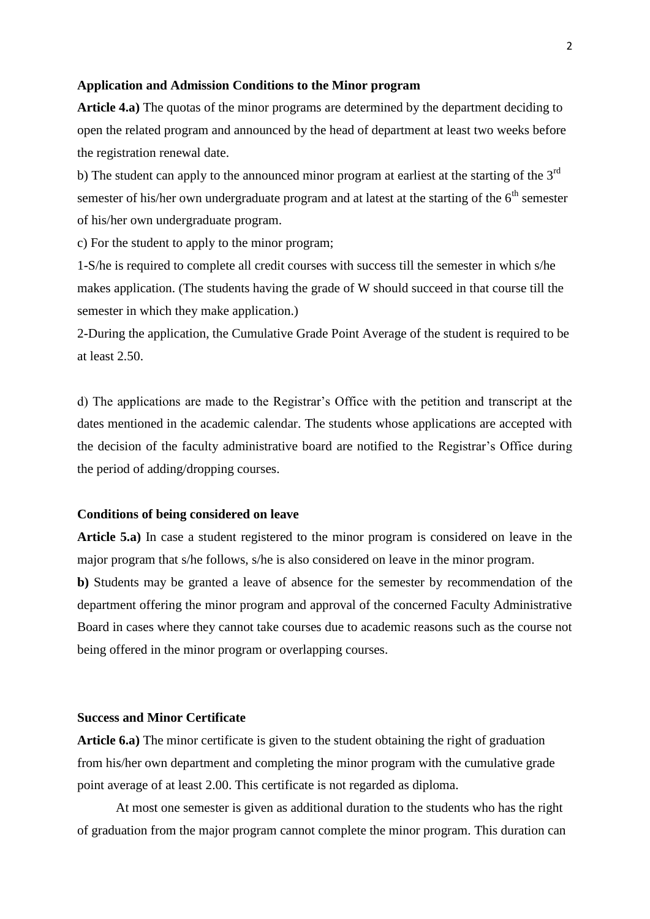**Application and Admission Conditions to the Minor program**

**Article 4.a)** The quotas of the minor programs are determined by the department deciding to open the related program and announced by the head of department at least two weeks before the registration renewal date.

b) The student can apply to the announced minor program at earliest at the starting of the 3rd semester of his/her own undergraduate program and at latest at the starting of the 6th semester of his/her own undergraduate program.

c) For the student to apply to the minor program;

1-S/he is required to complete all credit courses with success till the semester in which s/he makes application. (The students having the grade of W should succeed in that course till the semester in which they make application.)

2-During the application, the Cumulative Grade Point Average of the student is required to be at least 2.50.

d) The applications are made to the Registrar's Office with the petition and transcript at the dates mentioned in the academic calendar. The students whose applications are accepted with the decision of the faculty administrative board are notified to the Registrar's Office during the period of adding/dropping courses.

**Conditions of being considered on leave**

**Article 5.a)** In case a student registered to the minor program is considered on leave in the major program that s/he follows, s/he is also considered on leave in the minor program.

**b)** Students may be granted a leave of absence for the semester by recommendation of the department offering the minor program and approval of the concerned Faculty Administrative Board in cases where they cannot take courses due to academic reasons such as the course not being offered in the minor program or overlapping courses.

**Success and Minor Certificate**

**Article 6.a)** The minor certificate is given to the student obtaining the right of graduation from his/her own department and completing the minor program with the cumulative grade point average of at least 2.00. This certificate is not regarded as diploma.

At most one semester is given as additional duration to the students who has the right of graduation from the major program cannot complete the minor program. This duration can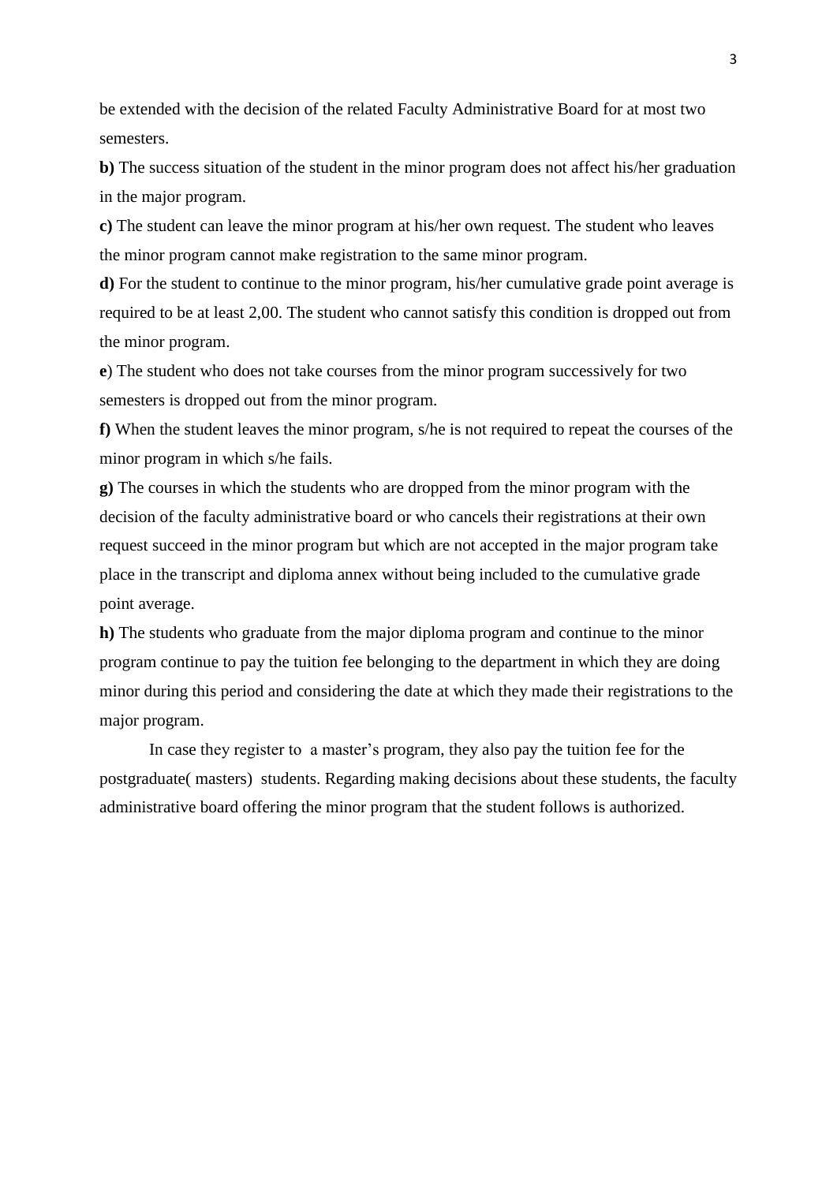be extended with the decision of the related Faculty Administrative Board for at most two semesters.

**b)** The success situation of the student in the minor program does not affect his/her graduation in the major program.

**c)** The student can leave the minor program at his/her own request. The student who leaves the minor program cannot make registration to the same minor program.

**d)** For the student to continue to the minor program, his/her cumulative grade point average is required to be at least 2,00. The student who cannot satisfy this condition is dropped out from the minor program.

**e**) The student who does not take courses from the minor program successively for two semesters is dropped out from the minor program.

**f)** When the student leaves the minor program, s/he is not required to repeat the courses of the minor program in which s/he fails.

**g)** The courses in which the students who are dropped from the minor program with the decision of the faculty administrative board or who cancels their registrations at their own request succeed in the minor program but which are not accepted in the major program take place in the transcript and diploma annex without being included to the cumulative grade point average.

**h)** The students who graduate from the major diploma program and continue to the minor program continue to pay the tuition fee belonging to the department in which they are doing minor during this period and considering the date at which they made their registrations to the major program.

In case they register to a master's program, they also pay the tuition fee for the postgraduate( masters) students. Regarding making decisions about these students, the faculty administrative board offering the minor program that the student follows is authorized.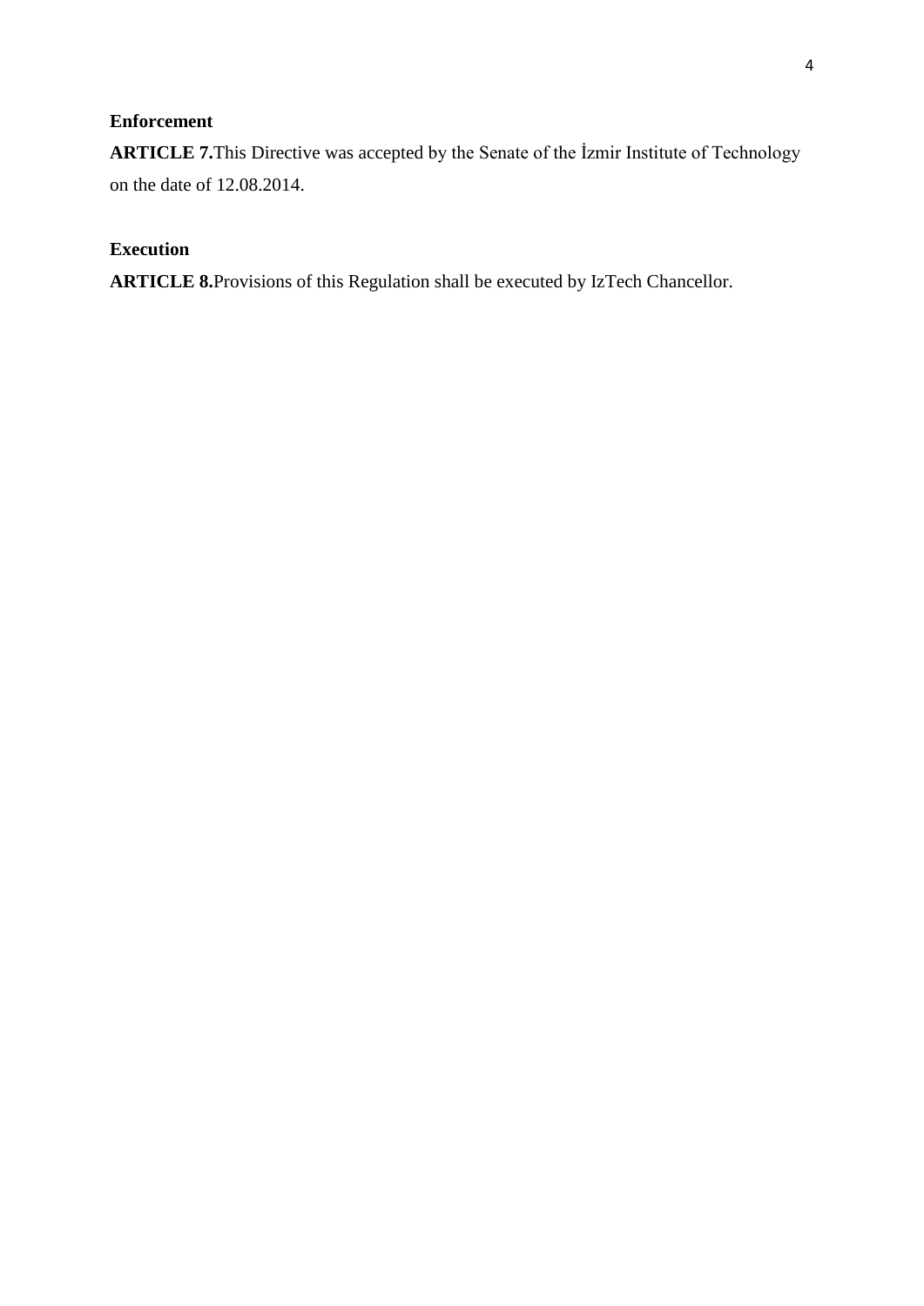**Enforcement**

**ARTICLE 7.**This Directive was accepted by the Senate of the İzmir Institute of Technology on the date of 12.08.2014.

**Execution**

**ARTICLE 8.**Provisions of this Regulation shall be executed by IzTech Chancellor.